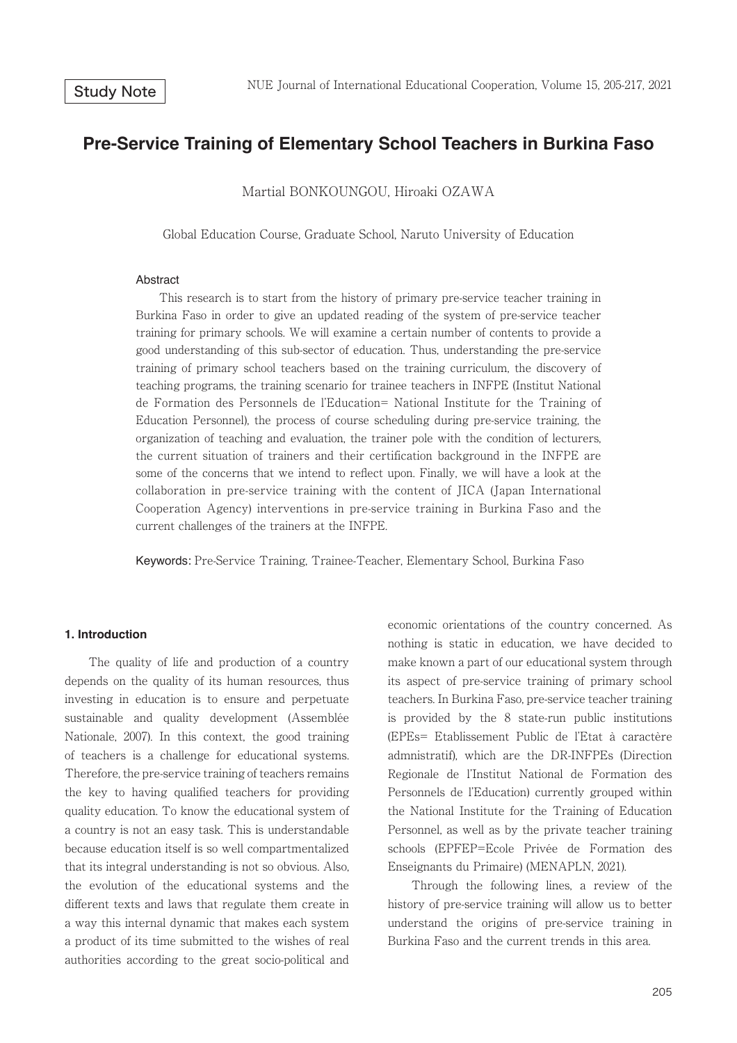Study Note

# Pre-Service Training of Elementary School Teachers in Burkina Faso

Martial BONKOUNGOU, Hiroaki OZAWA

Global Education Course, Graduate School, Naruto University of Education

### Abstract

This research is to start from the history of primary pre-service teacher training in Burkina Faso in order to give an updated reading of the system of pre-service teacher training for primary schools. We will examine a certain number of contents to provide a good understanding of this sub-sector of education. Thus, understanding the pre-service training of primary school teachers based on the training curriculum, the discovery of teaching programs, the training scenario for trainee teachers in INFPE (Institut National de Formation des Personnels de l'Education= National Institute for the Training of Education Personnel), the process of course scheduling during pre-service training, the organization of teaching and evaluation, the trainer pole with the condition of lecturers, the current situation of trainers and their certification background in the INFPE are some of the concerns that we intend to reflect upon. Finally, we will have a look at the collaboration in pre-service training with the content of JICA (Japan International Cooperation Agency) interventions in pre-service training in Burkina Faso and the current challenges of the trainers at the INFPE.

**Keywords:** Pre-Service Training, Trainee-Teacher, Elementary School, Burkina Faso

## 1. Introduction

The quality of life and production of a country depends on the quality of its human resources, thus investing in education is to ensure and perpetuate sustainable and quality development (Assemblée Nationale, 2007). In this context, the good training of teachers is a challenge for educational systems. Therefore, the pre-service training of teachers remains the key to having qualified teachers for providing quality education. To know the educational system of a country is not an easy task. This is understandable because education itself is so well compartmentalized that its integral understanding is not so obvious. Also, the evolution of the educational systems and the different texts and laws that regulate them create in a way this internal dynamic that makes each system a product of its time submitted to the wishes of real authorities according to the great socio-political and economic orientations of the country concerned. As nothing is static in education, we have decided to make known a part of our educational system through its aspect of pre-service training of primary school teachers. In Burkina Faso, pre-service teacher training is provided by the 8 state-run public institutions (EPEs= Etablissement Public de l'Etat à caractère admnistratif), which are the DR-INFPEs (Direction Regionale de l'Institut National de Formation des Personnels de l'Education) currently grouped within the National Institute for the Training of Education Personnel, as well as by the private teacher training schools (EPFEP=Ecole Privée de Formation des Enseignants du Primaire) (MENAPLN, 2021).

Through the following lines, a review of the history of pre-service training will allow us to better understand the origins of pre-service training in Burkina Faso and the current trends in this area.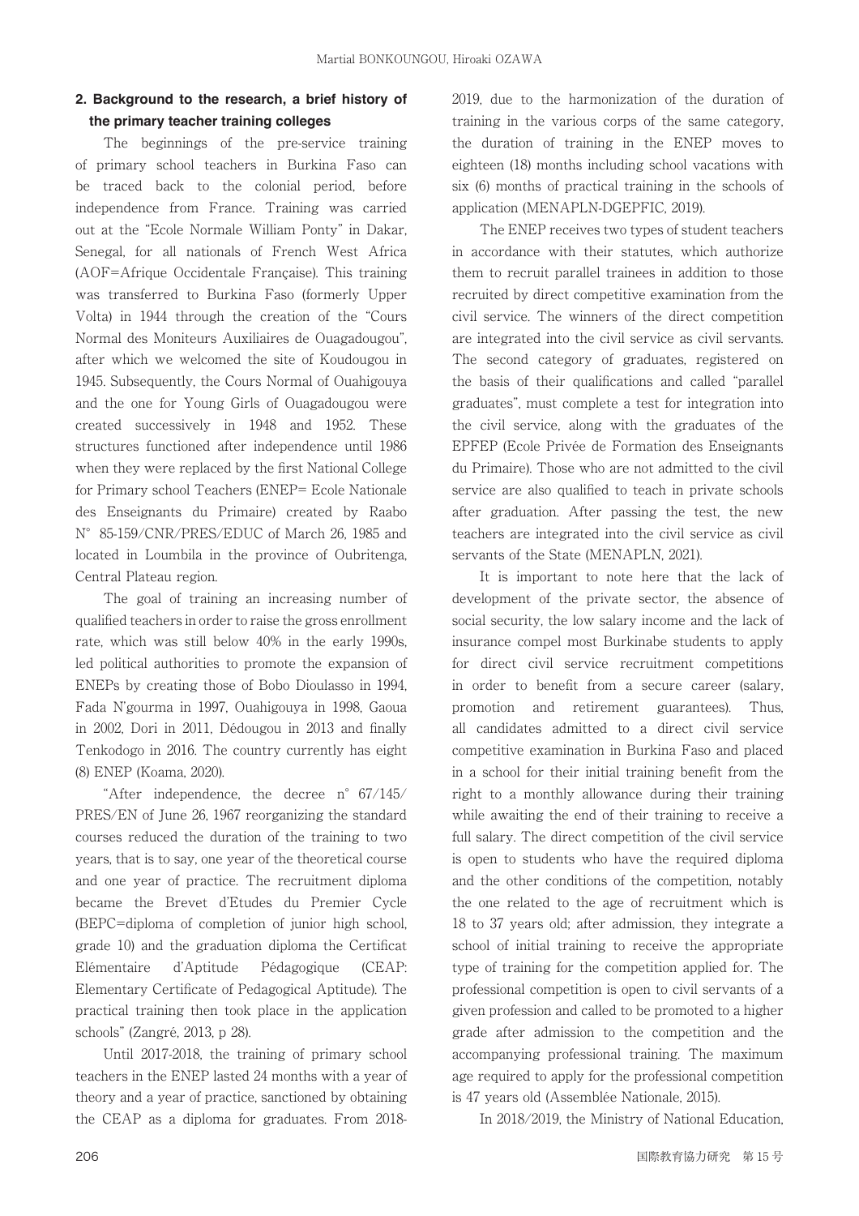## 2. Background to the research, a brief history of the primary teacher training colleges

The beginnings of the pre-service training of primary school teachers in Burkina Faso can be traced back to the colonial period, before independence from France. Training was carried out at the "Ecole Normale William Ponty" in Dakar, Senegal, for all nationals of French West Africa (AOF=Afrique Occidentale Française). This training was transferred to Burkina Faso (formerly Upper Volta) in 1944 through the creation of the "Cours Normal des Moniteurs Auxiliaires de Ouagadougou", after which we welcomed the site of Koudougou in 1945. Subsequently, the Cours Normal of Ouahigouya and the one for Young Girls of Ouagadougou were created successively in 1948 and 1952. These structures functioned after independence until 1986 when they were replaced by the first National College for Primary school Teachers (ENEP= Ecole Nationale des Enseignants du Primaire) created by Raabo N° 85-159/CNR/PRES/EDUC of March 26, 1985 and located in Loumbila in the province of Oubritenga, Central Plateau region.

The goal of training an increasing number of qualified teachers in order to raise the gross enrollment rate, which was still below 40% in the early 1990s, led political authorities to promote the expansion of ENEPs by creating those of Bobo Dioulasso in 1994, Fada N'gourma in 1997, Ouahigouya in 1998, Gaoua in 2002, Dori in 2011, Dédougou in 2013 and finally Tenkodogo in 2016. The country currently has eight (8) ENEP (Koama, 2020).

"After independence, the decree n° 67/145/PRES/EN of June 26, 1967 reorganizing the standard courses reduced the duration of the training to two years, that is to say, one year of the theoretical course and one year of practice. The recruitment diploma became the Brevet d'Etudes du Premier Cycle (BEPC=diploma of completion of junior high school, grade 10) and the graduation diploma the Certificat Elémentaire d'Aptitude Pédagogique (CEAP: Elementary Certificate of Pedagogical Aptitude). The practical training then took place in the application schools" (Zangré, 2013, p 28).

Until 2017-2018, the training of primary school teachers in the ENEP lasted 24 months with a year of theory and a year of practice, sanctioned by obtaining the CEAP as a diploma for graduates. From 2018-2019, due to the harmonization of the duration of training in the various corps of the same category, the duration of training in the ENEP moves to eighteen (18) months including school vacations with six (6) months of practical training in the schools of application (MENAPLN-DGEPFIC, 2019).

The ENEP receives two types of student teachers in accordance with their statutes, which authorize them to recruit parallel trainees in addition to those recruited by direct competitive examination from the civil service. The winners of the direct competition are integrated into the civil service as civil servants. The second category of graduates, registered on the basis of their qualifications and called "parallel graduates", must complete a test for integration into the civil service, along with the graduates of the EPFEP (Ecole Privée de Formation des Enseignants du Primaire). Those who are not admitted to the civil service are also qualified to teach in private schools after graduation. After passing the test, the new teachers are integrated into the civil service as civil servants of the State (MENAPLN, 2021).

It is important to note here that the lack of development of the private sector, the absence of social security, the low salary income and the lack of insurance compel most Burkinabe students to apply for direct civil service recruitment competitions in order to benefit from a secure career (salary, promotion and retirement guarantees). Thus, all candidates admitted to a direct civil service competitive examination in Burkina Faso and placed in a school for their initial training benefit from the right to a monthly allowance during their training while awaiting the end of their training to receive a full salary. The direct competition of the civil service is open to students who have the required diploma and the other conditions of the competition, notably the one related to the age of recruitment which is 18 to 37 years old; after admission, they integrate a school of initial training to receive the appropriate type of training for the competition applied for. The professional competition is open to civil servants of a given profession and called to be promoted to a higher grade after admission to the competition and the accompanying professional training. The maximum age required to apply for the professional competition is 47 years old (Assemblée Nationale, 2015).

In 2018/2019, the Ministry of National Education,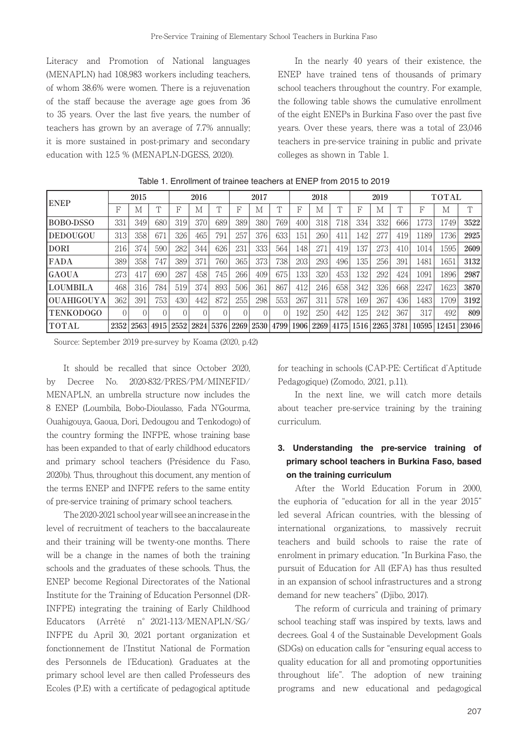Literacy and Promotion of National languages (MENAPLN) had 108,983 workers including teachers, of whom 38.6% were women. There is a rejuvenation of the staff because the average age goes from 36 to 35 years. Over the last five years, the number of teachers has grown by an average of 7.7% annually; it is more sustained in post-primary and secondary education with 12.5 % (MENAPLN-DGESS, 2020).

In the nearly 40 years of their existence, the ENEP have trained tens of thousands of primary school teachers throughout the country. For example, the following table shows the cumulative enrollment of the eight ENEPs in Burkina Faso over the past five years. Over these years, there was a total of 23,046 teachers in pre-service training in public and private colleges as shown in Table 1.

Table 1. Enrollment of trainee teachers at ENEP from 2015 to 2019

| ENEP | 2015 | | | 2016 | | | 2017 | | | 2018 | | | 2019 | | | TOTAL | | |
|---|---|---|---|---|---|---|---|---|---|---|---|---|---|---|---|---|---|---|
| | F | M | T | F | M | T | F | M | T | F | M | T | F | M | T | F | M | T |
| **BOBO-DSSO** | 331 | 349 | 680 | 319 | 370 | 689 | 389 | 380 | 769 | 400 | 318 | 718 | 334 | 332 | 666 | 1773 | 1749 | **3522** |
| **DEDOUGOU** | 313 | 358 | 671 | 326 | 465 | 791 | 257 | 376 | 633 | 151 | 260 | 411 | 142 | 277 | 419 | 1189 | 1736 | **2925** |
| **DORI** | 216 | 374 | 590 | 282 | 344 | 626 | 231 | 333 | 564 | 148 | 271 | 419 | 137 | 273 | 410 | 1014 | 1595 | **2609** |
| **FADA** | 389 | 358 | 747 | 389 | 371 | 760 | 365 | 373 | 738 | 203 | 293 | 496 | 135 | 256 | 391 | 1481 | 1651 | **3132** |
| **GAOUA** | 273 | 417 | 690 | 287 | 458 | 745 | 266 | 409 | 675 | 133 | 320 | 453 | 132 | 292 | 424 | 1091 | 1896 | **2987** |
| **LOUMBILA** | 468 | 316 | 784 | 519 | 374 | 893 | 506 | 361 | 867 | 412 | 246 | 658 | 342 | 326 | 668 | 2247 | 1623 | **3870** |
| **OUAHIGOUYA** | 362 | 391 | 753 | 430 | 442 | 872 | 255 | 298 | 553 | 267 | 311 | 578 | 169 | 267 | 436 | 1483 | 1709 | **3192** |
| **TENKODOGO** | 0 | 0 | 0 | 0 | 0 | 0 | 0 | 0 | 0 | 192 | 250 | 442 | 125 | 242 | 367 | 317 | 492 | **809** |
| **TOTAL** | **2352** | **2563** | **4915** | **2552** | **2824** | **5376** | **2269** | **2530** | **4799** | **1906** | **2269** | **4175** | **1516** | **2265** | **3781** | **10595** | **12451** | **23046** |

Source: September 2019 pre-survey by Koama (2020, p.42)

It should be recalled that since October 2020, by Decree No. 2020-832/PRES/PM/MINEFID/MENAPLN, an umbrella structure now includes the 8 ENEP (Loumbila, Bobo-Dioulasso, Fada N'Gourma, Ouahigouya, Gaoua, Dori, Dedougou and Tenkodogo) of the country forming the INFPE, whose training base has been expanded to that of early childhood educators and primary school teachers (Présidence du Faso, 2020b). Thus, throughout this document, any mention of the terms ENEP and INFPE refers to the same entity of pre-service training of primary school teachers.

The 2020-2021 school year will see an increase in the level of recruitment of teachers to the baccalaureate and their training will be twenty-one months. There will be a change in the names of both the training schools and the graduates of these schools. Thus, the ENEP become Regional Directorates of the National Institute for the Training of Education Personnel (DR-INFPE) integrating the training of Early Childhood Educators (Arrêté n° 2021-113/MENAPLN/SG/INFPE du April 30, 2021 portant organization et fonctionnement de l'Institut National de Formation des Personnels de l'Education). Graduates at the primary school level are then called Professeurs des Ecoles (P.E) with a certificate of pedagogical aptitude for teaching in schools (CAP-PE: Certificat d'Aptitude Pedagogique) (Zomodo, 2021, p.11).

In the next line, we will catch more details about teacher pre-service training by the training curriculum.

## 3. Understanding the pre-service training of primary school teachers in Burkina Faso, based on the training curriculum

After the World Education Forum in 2000, the euphoria of "education for all in the year 2015" led several African countries, with the blessing of international organizations, to massively recruit teachers and build schools to raise the rate of enrolment in primary education. "In Burkina Faso, the pursuit of Education for All (EFA) has thus resulted in an expansion of school infrastructures and a strong demand for new teachers" (Djibo, 2017).

The reform of curricula and training of primary school teaching staff was inspired by texts, laws and decrees. Goal 4 of the Sustainable Development Goals (SDGs) on education calls for "ensuring equal access to quality education for all and promoting opportunities throughout life". The adoption of new training programs and new educational and pedagogical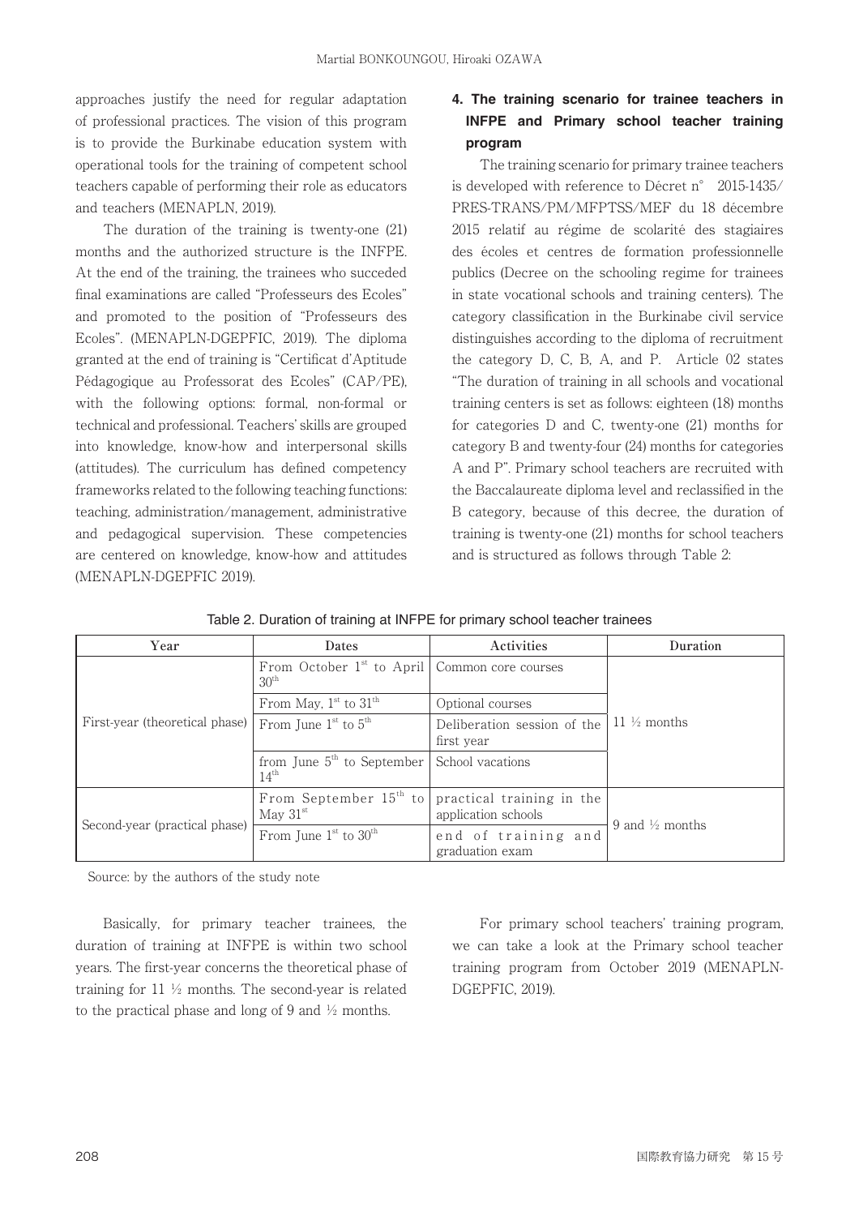approaches justify the need for regular adaptation of professional practices. The vision of this program is to provide the Burkinabe education system with operational tools for the training of competent school teachers capable of performing their role as educators and teachers (MENAPLN, 2019).

The duration of the training is twenty-one (21) months and the authorized structure is the INFPE. At the end of the training, the trainees who succeded final examinations are called "Professeurs des Ecoles" and promoted to the position of "Professeurs des Ecoles". (MENAPLN-DGEPFIC, 2019). The diploma granted at the end of training is "Certificat d'Aptitude Pédagogique au Professorat des Ecoles" (CAP/PE), with the following options: formal, non-formal or technical and professional. Teachers' skills are grouped into knowledge, know-how and interpersonal skills (attitudes). The curriculum has defined competency frameworks related to the following teaching functions: teaching, administration/management, administrative and pedagogical supervision. These competencies are centered on knowledge, know-how and attitudes (MENAPLN-DGEPFIC 2019).

## 4. The training scenario for trainee teachers in INFPE and Primary school teacher training program

The training scenario for primary trainee teachers is developed with reference to Décret n° 2015-1435/PRES-TRANS/PM/MFPTSS/MEF du 18 décembre 2015 relatif au régime de scolarité des stagiaires des écoles et centres de formation professionnelle publics (Decree on the schooling regime for trainees in state vocational schools and training centers). The category classification in the Burkinabe civil service distinguishes according to the diploma of recruitment the category D, C, B, A, and P. Article 02 states "The duration of training in all schools and vocational training centers is set as follows: eighteen (18) months for categories D and C, twenty-one (21) months for category B and twenty-four (24) months for categories A and P". Primary school teachers are recruited with the Baccalaureate diploma level and reclassified in the B category, because of this decree, the duration of training is twenty-one (21) months for school teachers and is structured as follows through Table 2:

Table 2. Duration of training at INFPE for primary school teacher trainees

| Year | Dates | Activities | Duration |
|---|---|---|---|
| First-year (theoretical phase) | From October 1st to April 30th | Common core courses | 11 ½ months |
| | From May, 1st to 31th | Optional courses | |
| | From June 1st to 5th | Deliberation session of the first year | |
| | from June 5th to September 14th | School vacations | |
| Second-year (practical phase) | From September 15th to May 31st | practical training in the application schools | 9 and ½ months |
| | From June 1st to 30th | end of training and graduation exam | |

Source: by the authors of the study note

Basically, for primary teacher trainees, the duration of training at INFPE is within two school years. The first-year concerns the theoretical phase of training for 11 ½ months. The second-year is related to the practical phase and long of 9 and ½ months.

For primary school teachers' training program, we can take a look at the Primary school teacher training program from October 2019 (MENAPLN-DGEPFIC, 2019).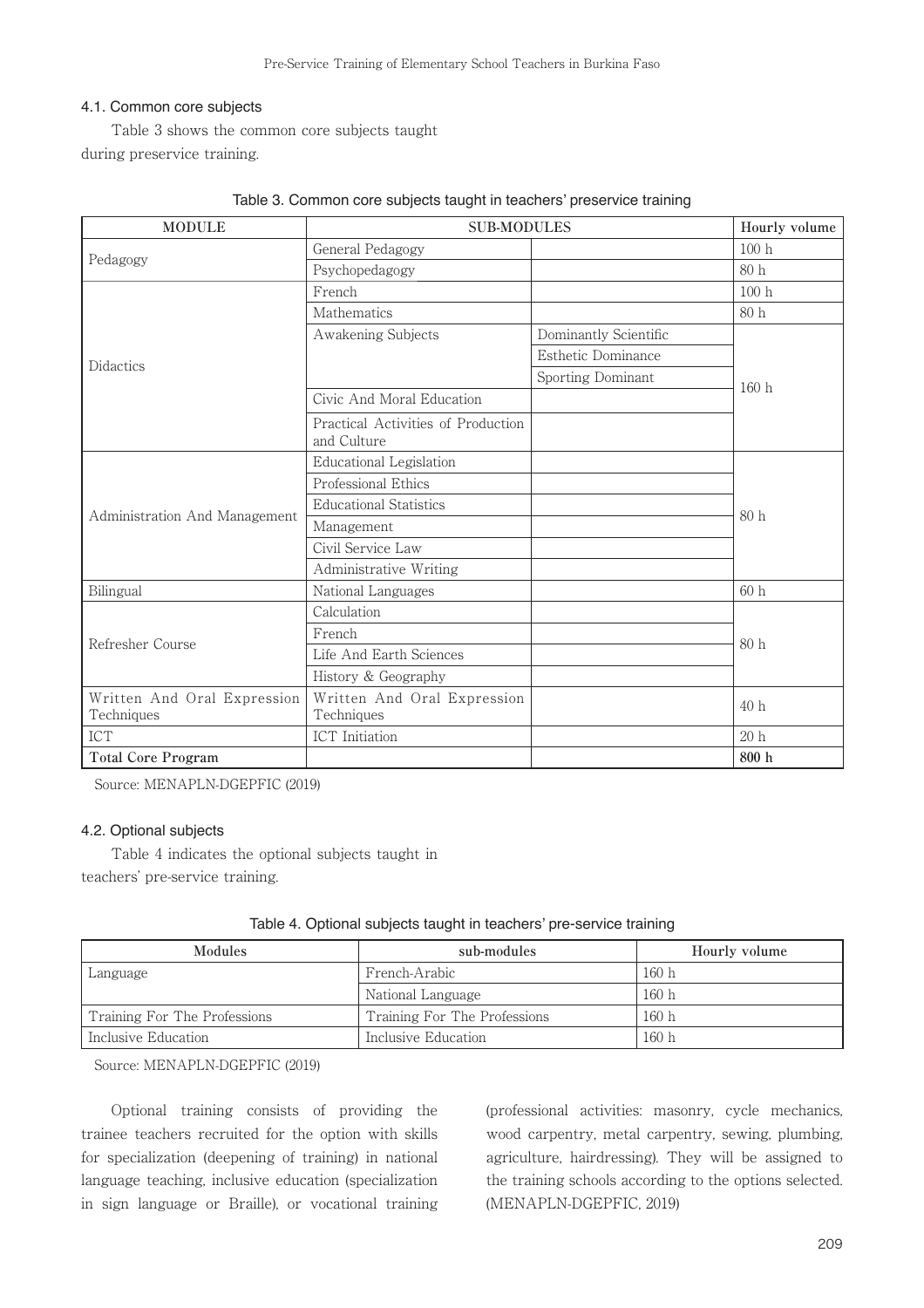### 4.1. Common core subjects

Table 3 shows the common core subjects taught during preservice training.

Table 3. Common core subjects taught in teachers' preservice training

| MODULE | SUB-MODULES | | Hourly volume |
|---|---|---|---|
| Pedagogy | General Pedagogy | | 100 h |
| | Psychopedagogy | | 80 h |
| Didactics | French | | 100 h |
| | Mathematics | | 80 h |
| | Awakening Subjects | Dominantly Scientific | 160 h |
| | | Esthetic Dominance | |
| | | Sporting Dominant | |
| | Civic And Moral Education | | |
| | Practical Activities of Production and Culture | | |
| Administration And Management | Educational Legislation | | 80 h |
| | Professional Ethics | | |
| | Educational Statistics | | |
| | Management | | |
| | Civil Service Law | | |
| | Administrative Writing | | |
| Bilingual | National Languages | | 60 h |
| Refresher Course | Calculation | | 80 h |
| | French | | |
| | Life And Earth Sciences | | |
| | History & Geography | | |
| Written And Oral Expression Techniques | Written And Oral Expression Techniques | | 40 h |
| ICT | ICT Initiation | | 20 h |
| **Total Core Program** | | | **800 h** |

Source: MENAPLN-DGEPFIC (2019)

### 4.2. Optional subjects

Table 4 indicates the optional subjects taught in teachers' pre-service training.

Table 4. Optional subjects taught in teachers' pre-service training

| Modules | sub-modules | Hourly volume |
|---|---|---|
| Language | French-Arabic | 160 h |
| | National Language | 160 h |
| Training For The Professions | Training For The Professions | 160 h |
| Inclusive Education | Inclusive Education | 160 h |

Source: MENAPLN-DGEPFIC (2019)

Optional training consists of providing the trainee teachers recruited for the option with skills for specialization (deepening of training) in national language teaching, inclusive education (specialization in sign language or Braille), or vocational training (professional activities: masonry, cycle mechanics, wood carpentry, metal carpentry, sewing, plumbing, agriculture, hairdressing). They will be assigned to the training schools according to the options selected. (MENAPLN-DGEPFIC, 2019)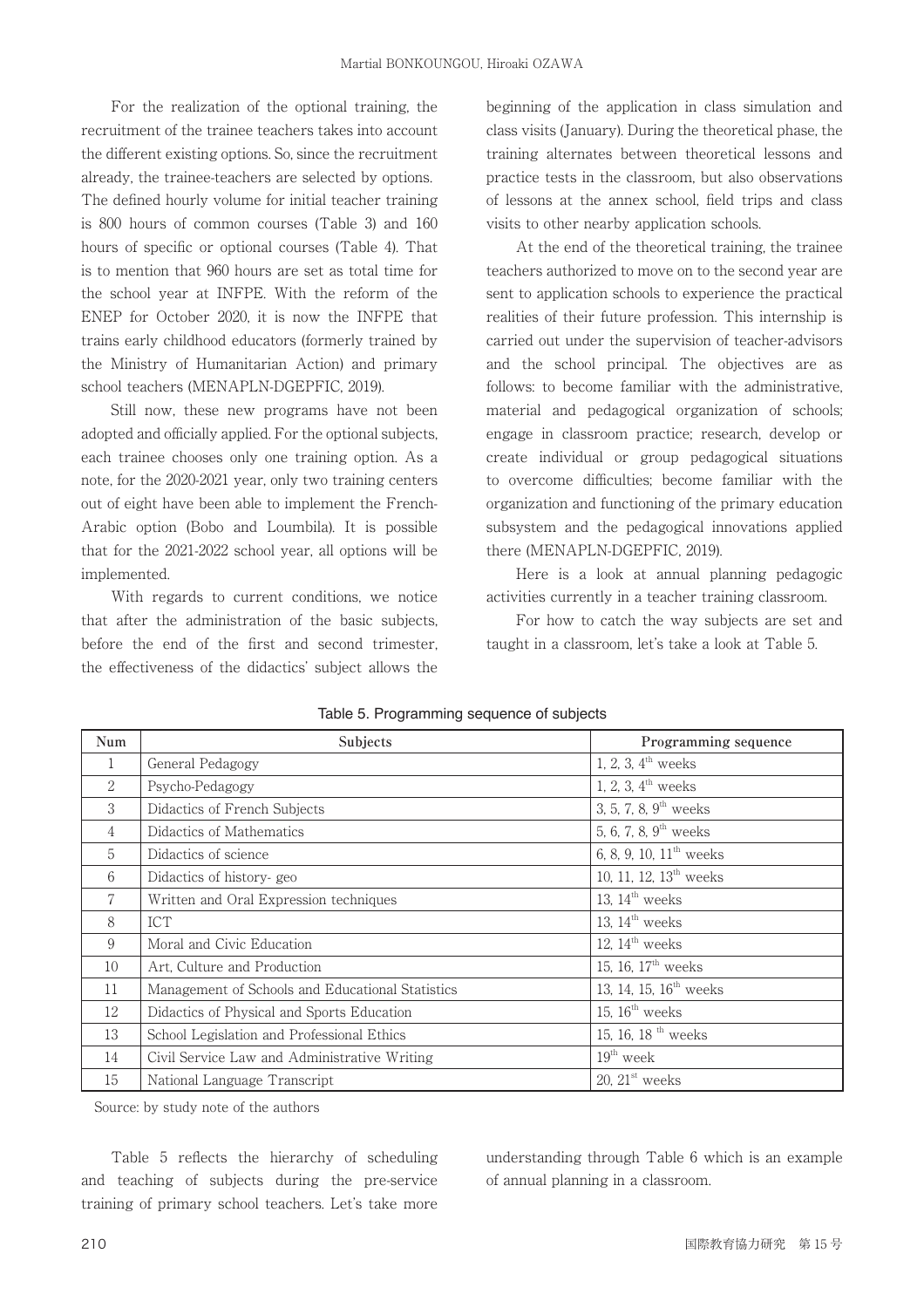For the realization of the optional training, the recruitment of the trainee teachers takes into account the different existing options. So, since the recruitment already, the trainee-teachers are selected by options. The defined hourly volume for initial teacher training is 800 hours of common courses (Table 3) and 160 hours of specific or optional courses (Table 4). That is to mention that 960 hours are set as total time for the school year at INFPE. With the reform of the ENEP for October 2020, it is now the INFPE that trains early childhood educators (formerly trained by the Ministry of Humanitarian Action) and primary school teachers (MENAPLN-DGEPFIC, 2019).

Still now, these new programs have not been adopted and officially applied. For the optional subjects, each trainee chooses only one training option. As a note, for the 2020-2021 year, only two training centers out of eight have been able to implement the French-Arabic option (Bobo and Loumbila). It is possible that for the 2021-2022 school year, all options will be implemented.

With regards to current conditions, we notice that after the administration of the basic subjects, before the end of the first and second trimester, the effectiveness of the didactics' subject allows the beginning of the application in class simulation and class visits (January). During the theoretical phase, the training alternates between theoretical lessons and practice tests in the classroom, but also observations of lessons at the annex school, field trips and class visits to other nearby application schools.

At the end of the theoretical training, the trainee teachers authorized to move on to the second year are sent to application schools to experience the practical realities of their future profession. This internship is carried out under the supervision of teacher-advisors and the school principal. The objectives are as follows: to become familiar with the administrative, material and pedagogical organization of schools; engage in classroom practice; research, develop or create individual or group pedagogical situations to overcome difficulties; become familiar with the organization and functioning of the primary education subsystem and the pedagogical innovations applied there (MENAPLN-DGEPFIC, 2019).

Here is a look at annual planning pedagogic activities currently in a teacher training classroom.

For how to catch the way subjects are set and taught in a classroom, let's take a look at Table 5.

Table 5. Programming sequence of subjects

| Num | Subjects | Programming sequence |
|---|---|---|
| 1 | General Pedagogy | 1, 2, 3, 4th weeks |
| 2 | Psycho-Pedagogy | 1, 2, 3, 4th weeks |
| 3 | Didactics of French Subjects | 3, 5, 7, 8, 9th weeks |
| 4 | Didactics of Mathematics | 5, 6, 7, 8, 9th weeks |
| 5 | Didactics of science | 6, 8, 9, 10, 11th weeks |
| 6 | Didactics of history- geo | 10, 11, 12, 13th weeks |
| 7 | Written and Oral Expression techniques | 13, 14th weeks |
| 8 | ICT | 13, 14th weeks |
| 9 | Moral and Civic Education | 12, 14th weeks |
| 10 | Art, Culture and Production | 15, 16, 17th weeks |
| 11 | Management of Schools and Educational Statistics | 13, 14, 15, 16th weeks |
| 12 | Didactics of Physical and Sports Education | 15, 16th weeks |
| 13 | School Legislation and Professional Ethics | 15, 16, 18 th weeks |
| 14 | Civil Service Law and Administrative Writing | 19th week |
| 15 | National Language Transcript | 20, 21st weeks |

Source: by study note of the authors

Table 5 reflects the hierarchy of scheduling and teaching of subjects during the pre-service training of primary school teachers. Let's take more understanding through Table 6 which is an example of annual planning in a classroom.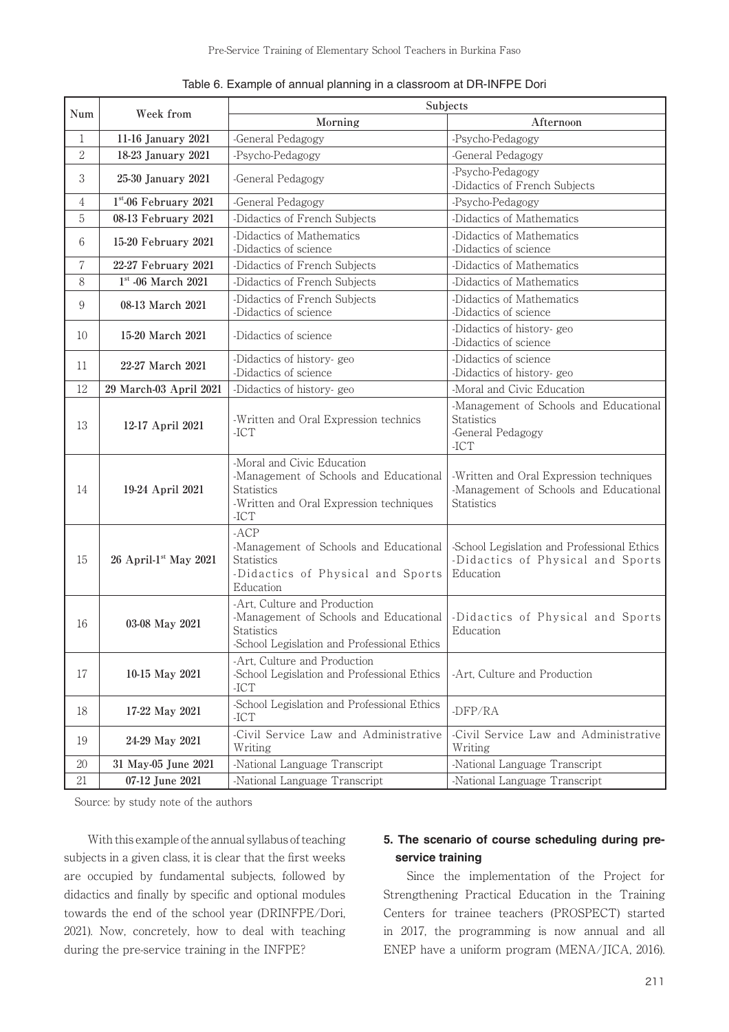Table 6. Example of annual planning in a classroom at DR-INFPE Dori

| Num | Week from | Subjects | |
|---|---|---|---|
| | | Morning | Afternoon |
| 1 | 11-16 January 2021 | -General Pedagogy | -Psycho-Pedagogy |
| 2 | 18-23 January 2021 | -Psycho-Pedagogy | -General Pedagogy |
| 3 | 25-30 January 2021 | -General Pedagogy | -Psycho-Pedagogy<br>-Didactics of French Subjects |
| 4 | 1st-06 February 2021 | -General Pedagogy | -Psycho-Pedagogy |
| 5 | 08-13 February 2021 | -Didactics of French Subjects | -Didactics of Mathematics |
| 6 | 15-20 February 2021 | -Didactics of Mathematics<br>-Didactics of science | -Didactics of Mathematics<br>-Didactics of science |
| 7 | 22-27 February 2021 | -Didactics of French Subjects | -Didactics of Mathematics |
| 8 | 1st -06 March 2021 | -Didactics of French Subjects | -Didactics of Mathematics |
| 9 | 08-13 March 2021 | -Didactics of French Subjects<br>-Didactics of science | -Didactics of Mathematics<br>-Didactics of science |
| 10 | 15-20 March 2021 | -Didactics of science | -Didactics of history- geo<br>-Didactics of science |
| 11 | 22-27 March 2021 | -Didactics of history- geo<br>-Didactics of science | -Didactics of science<br>-Didactics of history- geo |
| 12 | 29 March-03 April 2021 | -Didactics of history- geo | -Moral and Civic Education |
| 13 | 12-17 April 2021 | -Written and Oral Expression technics<br>-ICT | -Management of Schools and Educational Statistics<br>-General Pedagogy<br>-ICT |
| 14 | 19-24 April 2021 | -Moral and Civic Education<br>-Management of Schools and Educational Statistics<br>-Written and Oral Expression techniques<br>-ICT | -Written and Oral Expression techniques<br>-Management of Schools and Educational Statistics |
| 15 | 26 April-1st May 2021 | -ACP<br>-Management of Schools and Educational Statistics<br>-Didactics of Physical and Sports Education | -School Legislation and Professional Ethics<br>-Didactics of Physical and Sports Education |
| 16 | 03-08 May 2021 | -Art, Culture and Production<br>-Management of Schools and Educational Statistics<br>-School Legislation and Professional Ethics | -Didactics of Physical and Sports Education |
| 17 | 10-15 May 2021 | -Art, Culture and Production<br>-School Legislation and Professional Ethics<br>-ICT | -Art, Culture and Production |
| 18 | 17-22 May 2021 | -School Legislation and Professional Ethics<br>-ICT | -DFP/RA |
| 19 | 24-29 May 2021 | -Civil Service Law and Administrative Writing | -Civil Service Law and Administrative Writing |
| 20 | 31 May-05 June 2021 | -National Language Transcript | -National Language Transcript |
| 21 | 07-12 June 2021 | -National Language Transcript | -National Language Transcript |

Source: by study note of the authors

With this example of the annual syllabus of teaching subjects in a given class, it is clear that the first weeks are occupied by fundamental subjects, followed by didactics and finally by specific and optional modules towards the end of the school year (DRINFPE/Dori, 2021). Now, concretely, how to deal with teaching during the pre-service training in the INFPE?

## 5. The scenario of course scheduling during pre-service training

Since the implementation of the Project for Strengthening Practical Education in the Training Centers for trainee teachers (PROSPECT) started in 2017, the programming is now annual and all ENEP have a uniform program (MENA/JICA, 2016).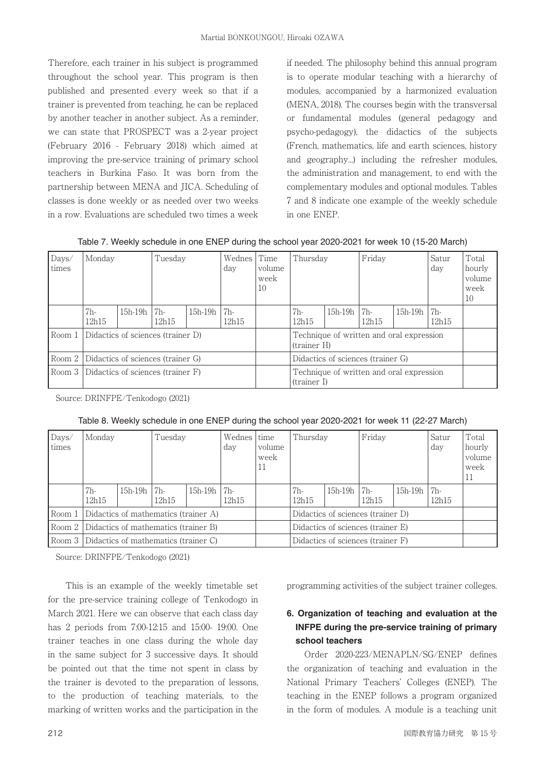Therefore, each trainer in his subject is programmed throughout the school year. This program is then published and presented every week so that if a trainer is prevented from teaching, he can be replaced by another teacher in another subject. As a reminder, we can state that PROSPECT was a 2-year project (February 2016 - February 2018) which aimed at improving the pre-service training of primary school teachers in Burkina Faso. It was born from the partnership between MENA and JICA. Scheduling of classes is done weekly or as needed over two weeks in a row. Evaluations are scheduled two times a week if needed. The philosophy behind this annual program is to operate modular teaching with a hierarchy of modules, accompanied by a harmonized evaluation (MENA, 2018). The courses begin with the transversal or fundamental modules (general pedagogy and psycho-pedagogy), the didactics of the subjects (French, mathematics, life and earth sciences, history and geography...) including the refresher modules, the administration and management, to end with the complementary modules and optional modules. Tables 7 and 8 indicate one example of the weekly schedule in one ENEP.

Table 7. Weekly schedule in one ENEP during the school year 2020-2021 for week 10 (15-20 March)

| Days/ times | Monday | | Tuesday | | Wednesday | Time volume week 10 | Thursday | | Friday | | Saturday | Total hourly volume week 10 |
|---|---|---|---|---|---|---|---|---|---|---|---|---|
| | 7h-12h15 | 15h-19h | 7h-12h15 | 15h-19h | 7h-12h15 | | 7h-12h15 | 15h-19h | 7h-12h15 | 15h-19h | 7h-12h15 | |
| Room 1 | Didactics of sciences (trainer D) | | | | | | Technique of written and oral expression (trainer H) | | | | | |
| Room 2 | Didactics of sciences (trainer G) | | | | | | Didactics of sciences (trainer G) | | | | | |
| Room 3 | Didactics of sciences (trainer F) | | | | | | Technique of written and oral expression (trainer I) | | | | | |

Source: DRINFPE/Tenkodogo (2021)

Table 8. Weekly schedule in one ENEP during the school year 2020-2021 for week 11 (22-27 March)

| Days/ times | Monday | | Tuesday | | Wednesday | time volume week 11 | Thursday | | Friday | | Saturday | Total hourly volume week 11 |
|---|---|---|---|---|---|---|---|---|---|---|---|---|
| | 7h-12h15 | 15h-19h | 7h-12h15 | 15h-19h | 7h-12h15 | | 7h-12h15 | 15h-19h | 7h-12h15 | 15h-19h | 7h-12h15 | |
| Room 1 | Didactics of mathematics (trainer A) | | | | | | Didactics of sciences (trainer D) | | | | | |
| Room 2 | Didactics of mathematics (trainer B) | | | | | | Didactics of sciences (trainer E) | | | | | |
| Room 3 | Didactics of mathematics (trainer C) | | | | | | Didactics of sciences (trainer F) | | | | | |

Source: DRINFPE/Tenkodogo (2021)

This is an example of the weekly timetable set for the pre-service training college of Tenkodogo in March 2021. Here we can observe that each class day has 2 periods from 7:00-12:15 and 15:00- 19:00. One trainer teaches in one class during the whole day in the same subject for 3 successive days. It should be pointed out that the time not spent in class by the trainer is devoted to the preparation of lessons, to the production of teaching materials, to the marking of written works and the participation in the programming activities of the subject trainer colleges.

## 6. Organization of teaching and evaluation at the INFPE during the pre-service training of primary school teachers

Order 2020-223/MENAPLN/SG/ENEP defines the organization of teaching and evaluation in the National Primary Teachers' Colleges (ENEP). The teaching in the ENEP follows a program organized in the form of modules. A module is a teaching unit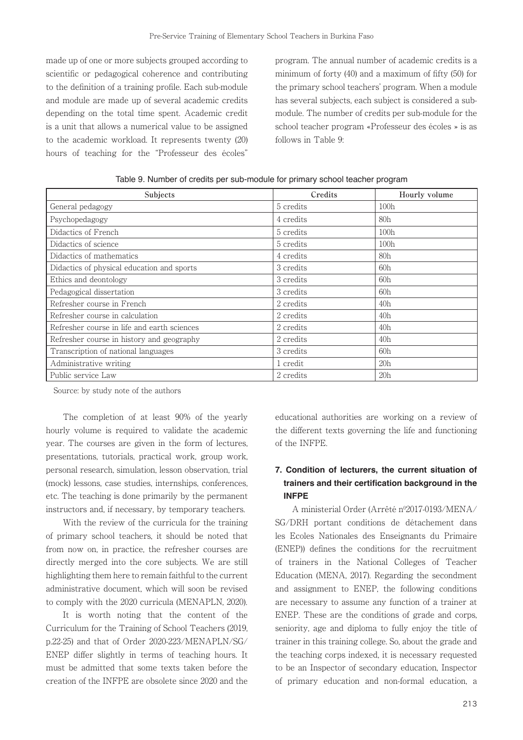made up of one or more subjects grouped according to scientific or pedagogical coherence and contributing to the definition of a training profile. Each sub-module and module are made up of several academic credits depending on the total time spent. Academic credit is a unit that allows a numerical value to be assigned to the academic workload. It represents twenty (20) hours of teaching for the "Professeur des écoles" program. The annual number of academic credits is a minimum of forty (40) and a maximum of fifty (50) for the primary school teachers' program. When a module has several subjects, each subject is considered a sub-module. The number of credits per sub-module for the school teacher program «Professeur des écoles » is as follows in Table 9:

Table 9. Number of credits per sub-module for primary school teacher program

| Subjects | Credits | Hourly volume |
|---|---|---|
| General pedagogy | 5 credits | 100h |
| Psychopedagogy | 4 credits | 80h |
| Didactics of French | 5 credits | 100h |
| Didactics of science | 5 credits | 100h |
| Didactics of mathematics | 4 credits | 80h |
| Didactics of physical education and sports | 3 credits | 60h |
| Ethics and deontology | 3 credits | 60h |
| Pedagogical dissertation | 3 credits | 60h |
| Refresher course in French | 2 credits | 40h |
| Refresher course in calculation | 2 credits | 40h |
| Refresher course in life and earth sciences | 2 credits | 40h |
| Refresher course in history and geography | 2 credits | 40h |
| Transcription of national languages | 3 credits | 60h |
| Administrative writing | 1 credit | 20h |
| Public service Law | 2 credits | 20h |

Source: by study note of the authors

The completion of at least 90% of the yearly hourly volume is required to validate the academic year. The courses are given in the form of lectures, presentations, tutorials, practical work, group work, personal research, simulation, lesson observation, trial (mock) lessons, case studies, internships, conferences, etc. The teaching is done primarily by the permanent instructors and, if necessary, by temporary teachers.

With the review of the curricula for the training of primary school teachers, it should be noted that from now on, in practice, the refresher courses are directly merged into the core subjects. We are still highlighting them here to remain faithful to the current administrative document, which will soon be revised to comply with the 2020 curricula (MENAPLN, 2020).

It is worth noting that the content of the Curriculum for the Training of School Teachers (2019, p.22-25) and that of Order 2020-223/MENAPLN/SG/ENEP differ slightly in terms of teaching hours. It must be admitted that some texts taken before the creation of the INFPE are obsolete since 2020 and the educational authorities are working on a review of the different texts governing the life and functioning of the INFPE.

## 7. Condition of lecturers, the current situation of trainers and their certification background in the INFPE

A ministerial Order (Arrêté n°2017-0193/MENA/SG/DRH portant conditions de détachement dans les Ecoles Nationales des Enseignants du Primaire (ENEP)) defines the conditions for the recruitment of trainers in the National Colleges of Teacher Education (MENA, 2017). Regarding the secondment and assignment to ENEP, the following conditions are necessary to assume any function of a trainer at ENEP. These are the conditions of grade and corps, seniority, age and diploma to fully enjoy the title of trainer in this training college. So, about the grade and the teaching corps indexed, it is necessary requested to be an Inspector of secondary education, Inspector of primary education and non-formal education, a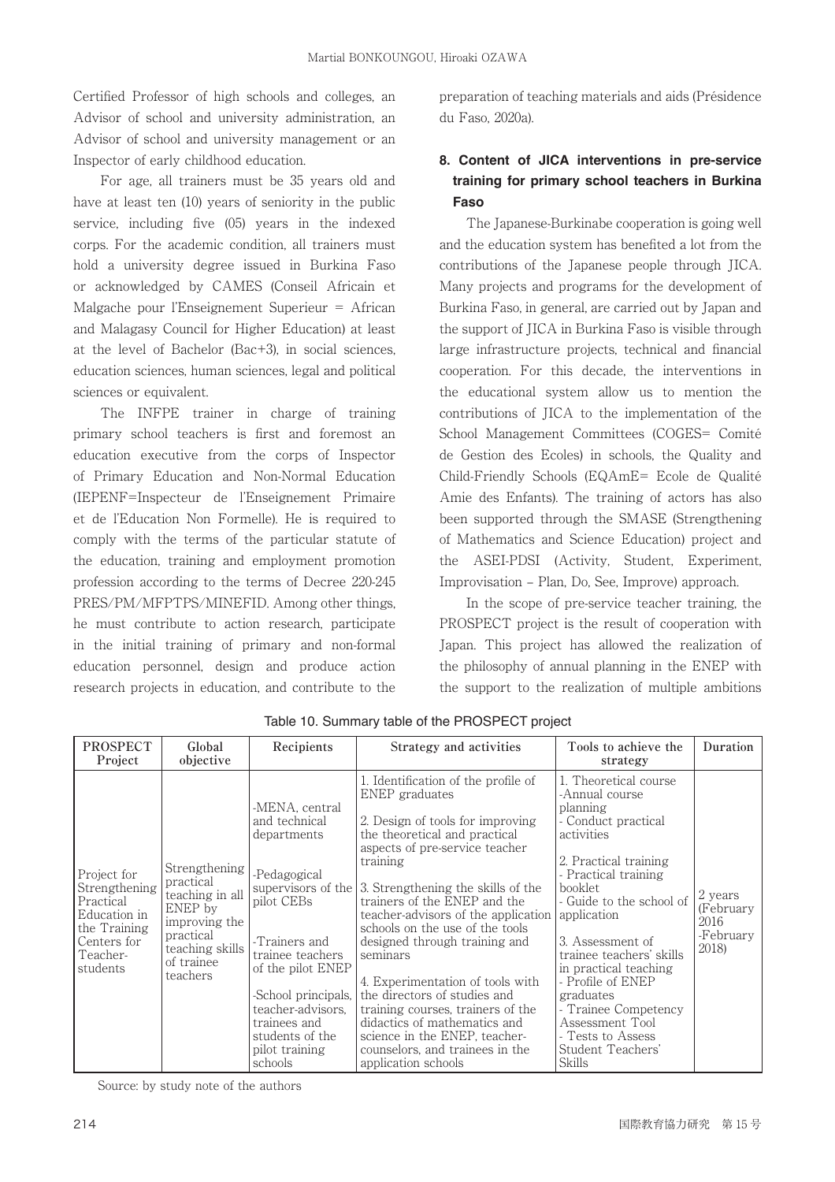Certified Professor of high schools and colleges, an Advisor of school and university administration, an Advisor of school and university management or an Inspector of early childhood education.

For age, all trainers must be 35 years old and have at least ten (10) years of seniority in the public service, including five (05) years in the indexed corps. For the academic condition, all trainers must hold a university degree issued in Burkina Faso or acknowledged by CAMES (Conseil Africain et Malgache pour l'Enseignement Superieur = African and Malagasy Council for Higher Education) at least at the level of Bachelor (Bac+3), in social sciences, education sciences, human sciences, legal and political sciences or equivalent.

The INFPE trainer in charge of training primary school teachers is first and foremost an education executive from the corps of Inspector of Primary Education and Non-Normal Education (IEPENF=Inspecteur de l'Enseignement Primaire et de l'Education Non Formelle). He is required to comply with the terms of the particular statute of the education, training and employment promotion profession according to the terms of Decree 220-245 PRES/PM/MFPTPS/MINEFID. Among other things, he must contribute to action research, participate in the initial training of primary and non-formal education personnel, design and produce action research projects in education, and contribute to the preparation of teaching materials and aids (Présidence du Faso, 2020a).

## 8. Content of JICA interventions in pre-service training for primary school teachers in Burkina Faso

The Japanese-Burkinabe cooperation is going well and the education system has benefited a lot from the contributions of the Japanese people through JICA. Many projects and programs for the development of Burkina Faso, in general, are carried out by Japan and the support of JICA in Burkina Faso is visible through large infrastructure projects, technical and financial cooperation. For this decade, the interventions in the educational system allow us to mention the contributions of JICA to the implementation of the School Management Committees (COGES= Comité de Gestion des Ecoles) in schools, the Quality and Child-Friendly Schools (EQAmE= Ecole de Qualité Amie des Enfants). The training of actors has also been supported through the SMASE (Strengthening of Mathematics and Science Education) project and the ASEI-PDSI (Activity, Student, Experiment, Improvisation – Plan, Do, See, Improve) approach.

In the scope of pre-service teacher training, the PROSPECT project is the result of cooperation with Japan. This project has allowed the realization of the philosophy of annual planning in the ENEP with the support to the realization of multiple ambitions

Table 10. Summary table of the PROSPECT project

| PROSPECT Project | Global objective | Recipients | Strategy and activities | Tools to achieve the strategy | Duration |
|---|---|---|---|---|---|
| Project for Strengthening Practical Education in the Training Centers for Teacher-students | Strengthening practical teaching in all ENEP by improving the practical teaching skills of trainee teachers | -MENA, central and technical departments<br>-Pedagogical supervisors of the pilot CEBs<br>-Trainers and trainee teachers of the pilot ENEP<br>-School principals, teacher-advisors, trainees and students of the pilot training schools | 1. Identification of the profile of ENEP graduates<br>2. Design of tools for improving the theoretical and practical aspects of pre-service teacher training<br>3. Strengthening the skills of the trainers of the ENEP and the teacher-advisors of the application schools on the use of the tools designed through training and seminars<br>4. Experimentation of tools with the directors of studies and training courses, trainers of the didactics of mathematics and science in the ENEP, teacher-counselors, and trainees in the application schools | 1. Theoretical course<br>-Annual course planning<br>- Conduct practical activities<br>2. Practical training<br>- Practical training booklet<br>- Guide to the school of application<br>3. Assessment of trainee teachers' skills in practical teaching<br>- Profile of ENEP graduates<br>- Trainee Competency Assessment Tool<br>- Tests to Assess Student Teachers' Skills | 2 years (February 2016 -February 2018) |

Source: by study note of the authors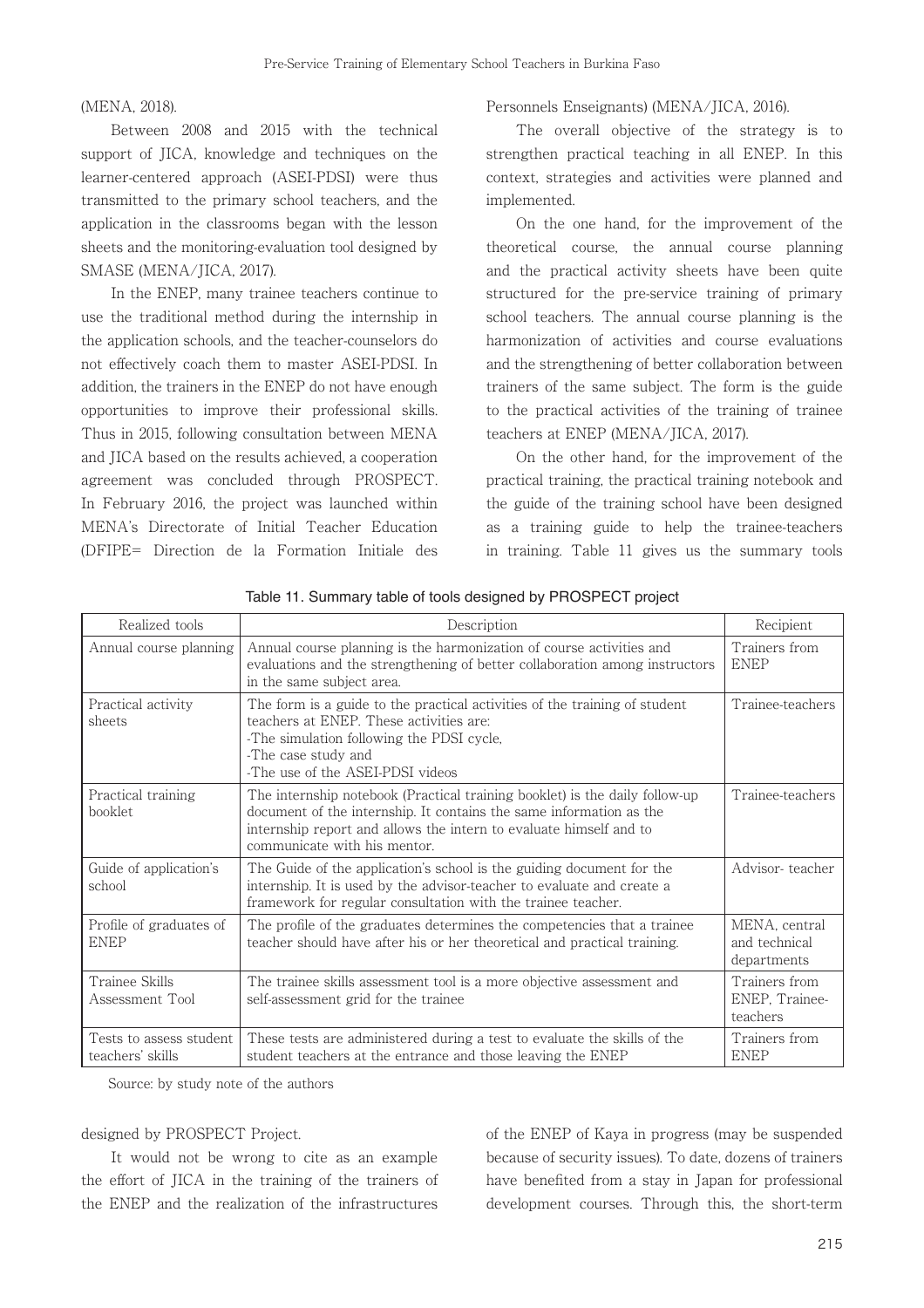(MENA, 2018).

Between 2008 and 2015 with the technical support of JICA, knowledge and techniques on the learner-centered approach (ASEI-PDSI) were thus transmitted to the primary school teachers, and the application in the classrooms began with the lesson sheets and the monitoring-evaluation tool designed by SMASE (MENA/JICA, 2017).

In the ENEP, many trainee teachers continue to use the traditional method during the internship in the application schools, and the teacher-counselors do not effectively coach them to master ASEI-PDSI. In addition, the trainers in the ENEP do not have enough opportunities to improve their professional skills. Thus in 2015, following consultation between MENA and JICA based on the results achieved, a cooperation agreement was concluded through PROSPECT. In February 2016, the project was launched within MENA's Directorate of Initial Teacher Education (DFIPE= Direction de la Formation Initiale des Personnels Enseignants) (MENA/JICA, 2016).

The overall objective of the strategy is to strengthen practical teaching in all ENEP. In this context, strategies and activities were planned and implemented.

On the one hand, for the improvement of the theoretical course, the annual course planning and the practical activity sheets have been quite structured for the pre-service training of primary school teachers. The annual course planning is the harmonization of activities and course evaluations and the strengthening of better collaboration between trainers of the same subject. The form is the guide to the practical activities of the training of trainee teachers at ENEP (MENA/JICA, 2017).

On the other hand, for the improvement of the practical training, the practical training notebook and the guide of the training school have been designed as a training guide to help the trainee-teachers in training. Table 11 gives us the summary tools designed by PROSPECT Project.

Table 11. Summary table of tools designed by PROSPECT project

| Realized tools | Description | Recipient |
|---|---|---|
| Annual course planning | Annual course planning is the harmonization of course activities and evaluations and the strengthening of better collaboration among instructors in the same subject area. | Trainers from ENEP |
| Practical activity sheets | The form is a guide to the practical activities of the training of student teachers at ENEP. These activities are:<br>-The simulation following the PDSI cycle,<br>-The case study and<br>-The use of the ASEI-PDSI videos | Trainee-teachers |
| Practical training booklet | The internship notebook (Practical training booklet) is the daily follow-up document of the internship. It contains the same information as the internship report and allows the intern to evaluate himself and to communicate with his mentor. | Trainee-teachers |
| Guide of application's school | The Guide of the application's school is the guiding document for the internship. It is used by the advisor-teacher to evaluate and create a framework for regular consultation with the trainee teacher. | Advisor- teacher |
| Profile of graduates of ENEP | The profile of the graduates determines the competencies that a trainee teacher should have after his or her theoretical and practical training. | MENA, central and technical departments |
| Trainee Skills Assessment Tool | The trainee skills assessment tool is a more objective assessment and self-assessment grid for the trainee | Trainers from ENEP, Trainee-teachers |
| Tests to assess student teachers' skills | These tests are administered during a test to evaluate the skills of the student teachers at the entrance and those leaving the ENEP | Trainers from ENEP |

Source: by study note of the authors

It would not be wrong to cite as an example the effort of JICA in the training of the trainers of the ENEP and the realization of the infrastructures of the ENEP of Kaya in progress (may be suspended because of security issues). To date, dozens of trainers have benefited from a stay in Japan for professional development courses. Through this, the short-term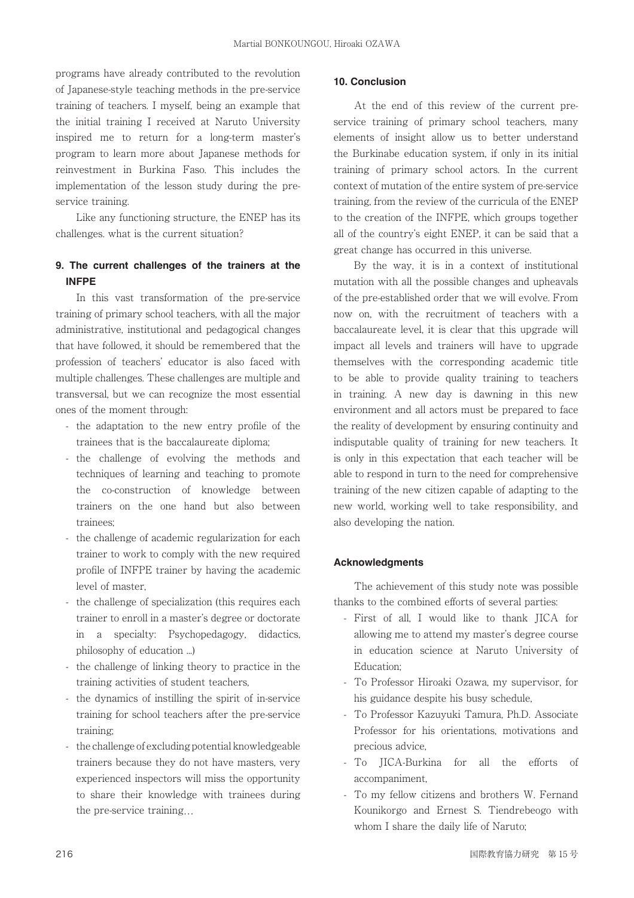programs have already contributed to the revolution of Japanese-style teaching methods in the pre-service training of teachers. I myself, being an example that the initial training I received at Naruto University inspired me to return for a long-term master's program to learn more about Japanese methods for reinvestment in Burkina Faso. This includes the implementation of the lesson study during the pre-service training.

Like any functioning structure, the ENEP has its challenges. what is the current situation?

## 9. The current challenges of the trainers at the INFPE

In this vast transformation of the pre-service training of primary school teachers, with all the major administrative, institutional and pedagogical changes that have followed, it should be remembered that the profession of teachers' educator is also faced with multiple challenges. These challenges are multiple and transversal, but we can recognize the most essential ones of the moment through:

- the adaptation to the new entry profile of the trainees that is the baccalaureate diploma;
- the challenge of evolving the methods and techniques of learning and teaching to promote the co-construction of knowledge between trainers on the one hand but also between trainees;
- the challenge of academic regularization for each trainer to work to comply with the new required profile of INFPE trainer by having the academic level of master,
- the challenge of specialization (this requires each trainer to enroll in a master's degree or doctorate in a specialty: Psychopedagogy, didactics, philosophy of education ...)
- the challenge of linking theory to practice in the training activities of student teachers,
- the dynamics of instilling the spirit of in-service training for school teachers after the pre-service training;
- the challenge of excluding potential knowledgeable trainers because they do not have masters, very experienced inspectors will miss the opportunity to share their knowledge with trainees during the pre-service training…

## 10. Conclusion

At the end of this review of the current pre-service training of primary school teachers, many elements of insight allow us to better understand the Burkinabe education system, if only in its initial training of primary school actors. In the current context of mutation of the entire system of pre-service training, from the review of the curricula of the ENEP to the creation of the INFPE, which groups together all of the country's eight ENEP, it can be said that a great change has occurred in this universe.

By the way, it is in a context of institutional mutation with all the possible changes and upheavals of the pre-established order that we will evolve. From now on, with the recruitment of teachers with a baccalaureate level, it is clear that this upgrade will impact all levels and trainers will have to upgrade themselves with the corresponding academic title to be able to provide quality training to teachers in training. A new day is dawning in this new environment and all actors must be prepared to face the reality of development by ensuring continuity and indisputable quality of training for new teachers. It is only in this expectation that each teacher will be able to respond in turn to the need for comprehensive training of the new citizen capable of adapting to the new world, working well to take responsibility, and also developing the nation.

## Acknowledgments

The achievement of this study note was possible thanks to the combined efforts of several parties:

- First of all, I would like to thank JICA for allowing me to attend my master's degree course in education science at Naruto University of Education;
- To Professor Hiroaki Ozawa, my supervisor, for his guidance despite his busy schedule,
- To Professor Kazuyuki Tamura, Ph.D. Associate Professor for his orientations, motivations and precious advice,
- To JICA-Burkina for all the efforts of accompaniment,
- To my fellow citizens and brothers W. Fernand Kounikorgo and Ernest S. Tiendrebeogo with whom I share the daily life of Naruto;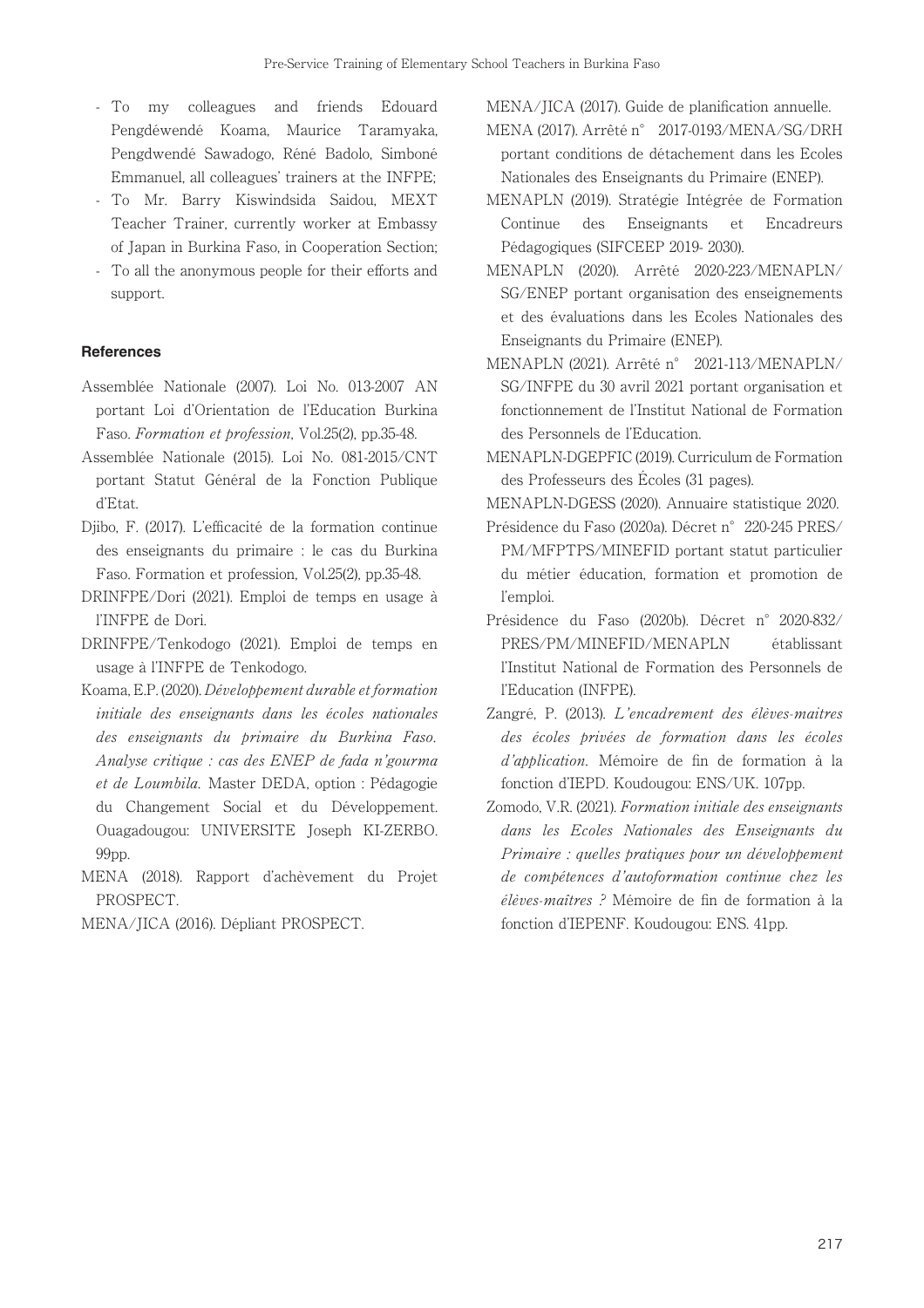- To my colleagues and friends Edouard Pengdéwendé Koama, Maurice Taramyaka, Pengdwendé Sawadogo, Réné Badolo, Simboné Emmanuel, all colleagues' trainers at the INFPE;
- To Mr. Barry Kiswindsida Saidou, MEXT Teacher Trainer, currently worker at Embassy of Japan in Burkina Faso, in Cooperation Section;
- To all the anonymous people for their efforts and support.

## References

Assemblée Nationale (2007). Loi No. 013-2007 AN portant Loi d'Orientation de l'Education Burkina Faso. *Formation et profession*, Vol.25(2), pp.35-48.

Assemblée Nationale (2015). Loi No. 081-2015/CNT portant Statut Général de la Fonction Publique d'Etat.

Djibo, F. (2017). L'efficacité de la formation continue des enseignants du primaire : le cas du Burkina Faso. Formation et profession, Vol.25(2), pp.35-48.

DRINFPE/Dori (2021). Emploi de temps en usage à l'INFPE de Dori.

DRINFPE/Tenkodogo (2021). Emploi de temps en usage à l'INFPE de Tenkodogo.

Koama, E.P. (2020). *Développement durable et formation initiale des enseignants dans les écoles nationales des enseignants du primaire du Burkina Faso. Analyse critique : cas des ENEP de fada n'gourma et de Loumbila.* Master DEDA, option : Pédagogie du Changement Social et du Développement. Ouagadougou: UNIVERSITE Joseph KI-ZERBO. 99pp.

MENA (2018). Rapport d'achèvement du Projet PROSPECT.

MENA/JICA (2016). Dépliant PROSPECT.

MENA/JICA (2017). Guide de planification annuelle.

MENA (2017). Arrêté n° 2017-0193/MENA/SG/DRH portant conditions de détachement dans les Ecoles Nationales des Enseignants du Primaire (ENEP).

MENAPLN (2019). Stratégie Intégrée de Formation Continue des Enseignants et Encadreurs Pédagogiques (SIFCEEP 2019- 2030).

MENAPLN (2020). Arrêté 2020-223/MENAPLN/SG/ENEP portant organisation des enseignements et des évaluations dans les Ecoles Nationales des Enseignants du Primaire (ENEP).

MENAPLN (2021). Arrêté n° 2021-113/MENAPLN/SG/INFPE du 30 avril 2021 portant organisation et fonctionnement de l'Institut National de Formation des Personnels de l'Education.

MENAPLN-DGEPFIC (2019). Curriculum de Formation des Professeurs des Écoles (31 pages).

MENAPLN-DGESS (2020). Annuaire statistique 2020.

Présidence du Faso (2020a). Décret n° 220-245 PRES/PM/MFPTPS/MINEFID portant statut particulier du métier éducation, formation et promotion de l'emploi.

Présidence du Faso (2020b). Décret n° 2020-832/PRES/PM/MINEFID/MENAPLN établissant l'Institut National de Formation des Personnels de l'Education (INFPE).

Zangré, P. (2013). *L'encadrement des élèves-maitres des écoles privées de formation dans les écoles d'application.* Mémoire de fin de formation à la fonction d'IEPD. Koudougou: ENS/UK. 107pp.

Zomodo, V.R. (2021). *Formation initiale des enseignants dans les Ecoles Nationales des Enseignants du Primaire : quelles pratiques pour un développement de compétences d'autoformation continue chez les élèves-maîtres ?* Mémoire de fin de formation à la fonction d'IEPENF. Koudougou: ENS. 41pp.